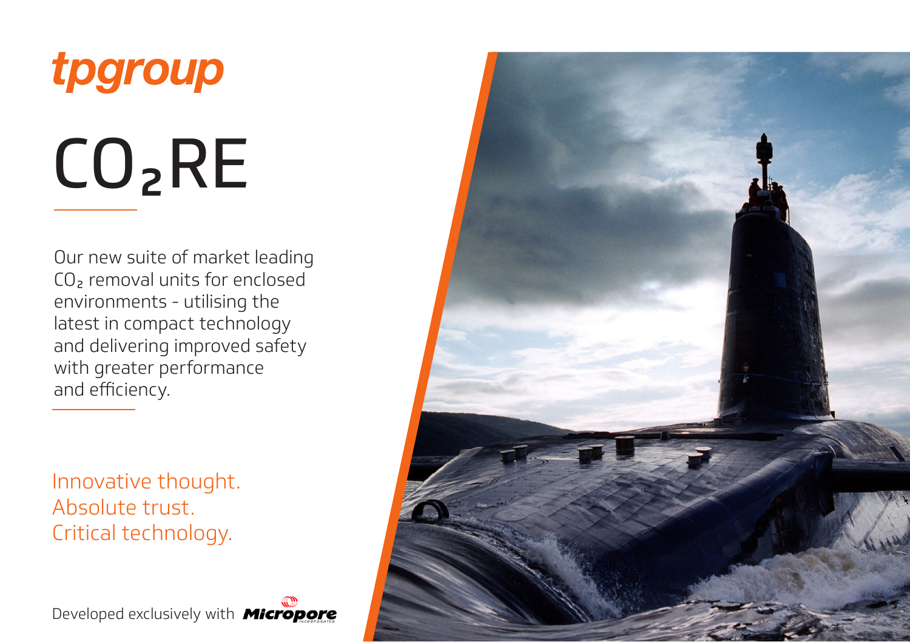tpgroup

# $CO_2RE$

Our new suite of market leading $CO_2$ removal units for enclosed environments - utilising the latest in compact technology and delivering improved safety with greater performance and efficiency.

Innovative thought.
Absolute trust.
Critical technology.

Developed exclusively with Micropore Incorporated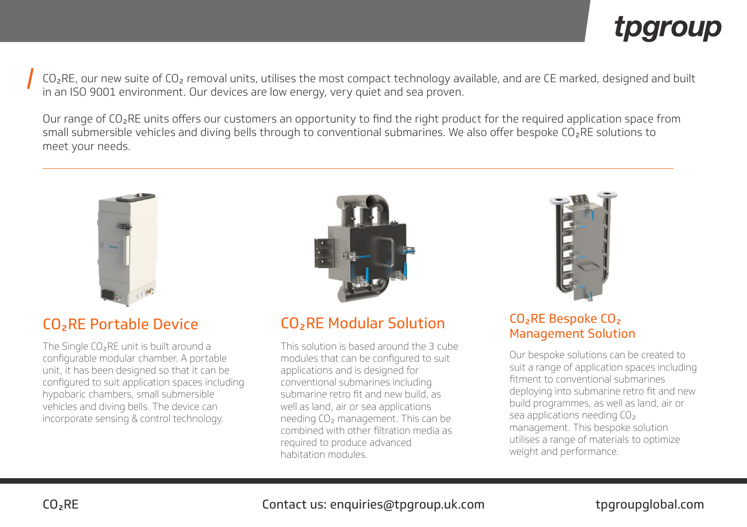$CO_2$RE, our new suite of $CO_2$ removal units, utilises the most compact technology available, and are CE marked, designed and built in an ISO 9001 environment. Our devices are low energy, very quiet and sea proven.

Our range of $CO_2$RE units offers our customers an opportunity to find the right product for the required application space from small submersible vehicles and diving bells through to conventional submarines. We also offer bespoke $CO_2$RE solutions to meet your needs.

## $CO_2$RE Portable Device

The Single $CO_2$RE unit is built around a configurable modular chamber. A portable unit, it has been designed so that it can be configured to suit application spaces including hypobaric chambers, small submersible vehicles and diving bells. The device can incorporate sensing & control technology.

## $CO_2$RE Modular Solution

This solution is based around the 3 cube modules that can be configured to suit applications and is designed for conventional submarines including submarine retro fit and new build, as well as land, air or sea applications needing $CO_2$ management. This can be combined with other filtration media as required to produce advanced habitation modules.

## $CO_2$RE Bespoke $CO_2$ Management Solution

Our bespoke solutions can be created to suit a range of application spaces including fitment to conventional submarines deploying into submarine retro fit and new build programmes, as well as land, air or sea applications needing $CO_2$ management. This bespoke solution utilises a range of materials to optimize weight and performance.

Contact us: enquiries@tpgroup.uk.com

tpgroupglobal.com